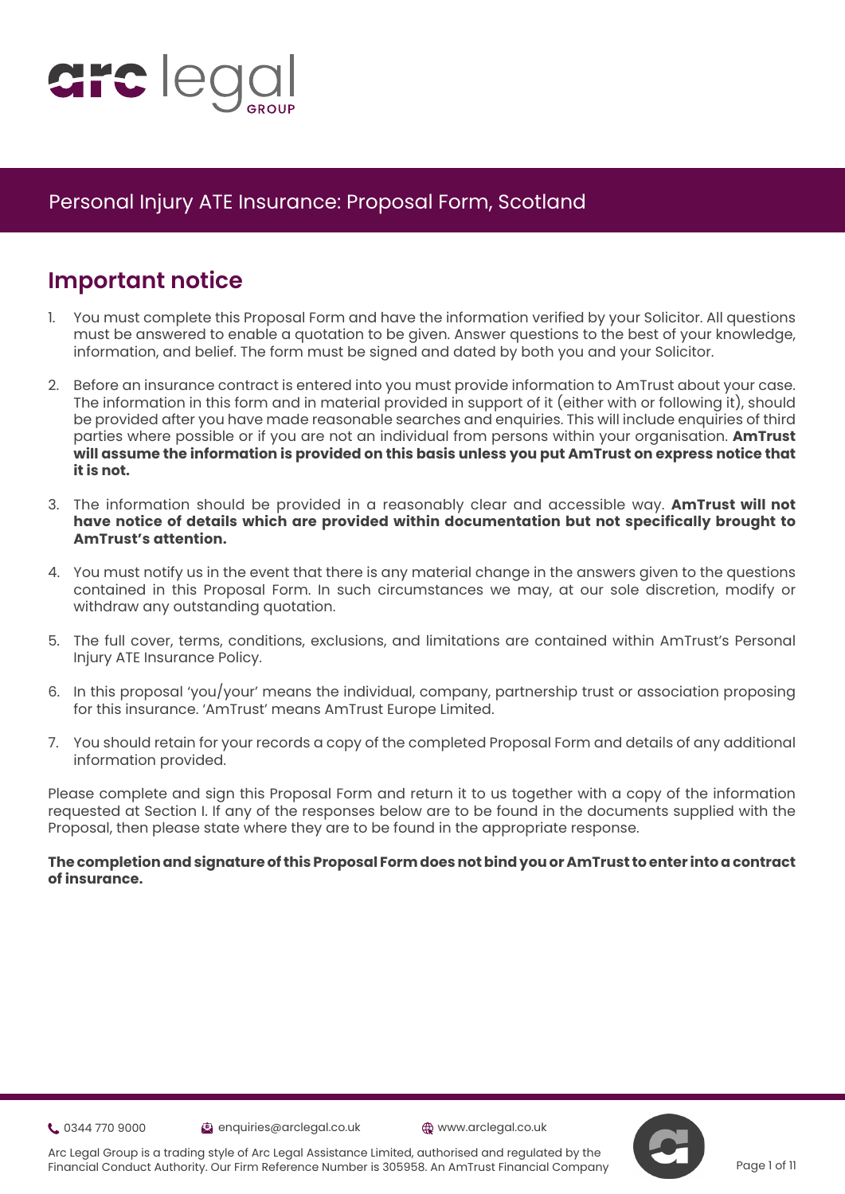# Personal Injury ATE Insurance: Proposal Form, Scotland

## Important notice

1. You must complete this Proposal Form and have the information verified by your Solicitor. All questions must be answered to enable a quotation to be given. Answer questions to the best of your knowledge, information, and belief. The form must be signed and dated by both you and your Solicitor.

2. Before an insurance contract is entered into you must provide information to AmTrust about your case. The information in this form and in material provided in support of it (either with or following it), should be provided after you have made reasonable searches and enquiries. This will include enquiries of third parties where possible or if you are not an individual from persons within your organisation. **AmTrust will assume the information is provided on this basis unless you put AmTrust on express notice that it is not.**

3. The information should be provided in a reasonably clear and accessible way. **AmTrust will not have notice of details which are provided within documentation but not specifically brought to AmTrust's attention.**

4. You must notify us in the event that there is any material change in the answers given to the questions contained in this Proposal Form. In such circumstances we may, at our sole discretion, modify or withdraw any outstanding quotation.

5. The full cover, terms, conditions, exclusions, and limitations are contained within AmTrust's Personal Injury ATE Insurance Policy.

6. In this proposal 'you/your' means the individual, company, partnership trust or association proposing for this insurance. 'AmTrust' means AmTrust Europe Limited.

7. You should retain for your records a copy of the completed Proposal Form and details of any additional information provided.

Please complete and sign this Proposal Form and return it to us together with a copy of the information requested at Section I. If any of the responses below are to be found in the documents supplied with the Proposal, then please state where they are to be found in the appropriate response.

**The completion and signature of this Proposal Form does not bind you or AmTrust to enter into a contract of insurance.**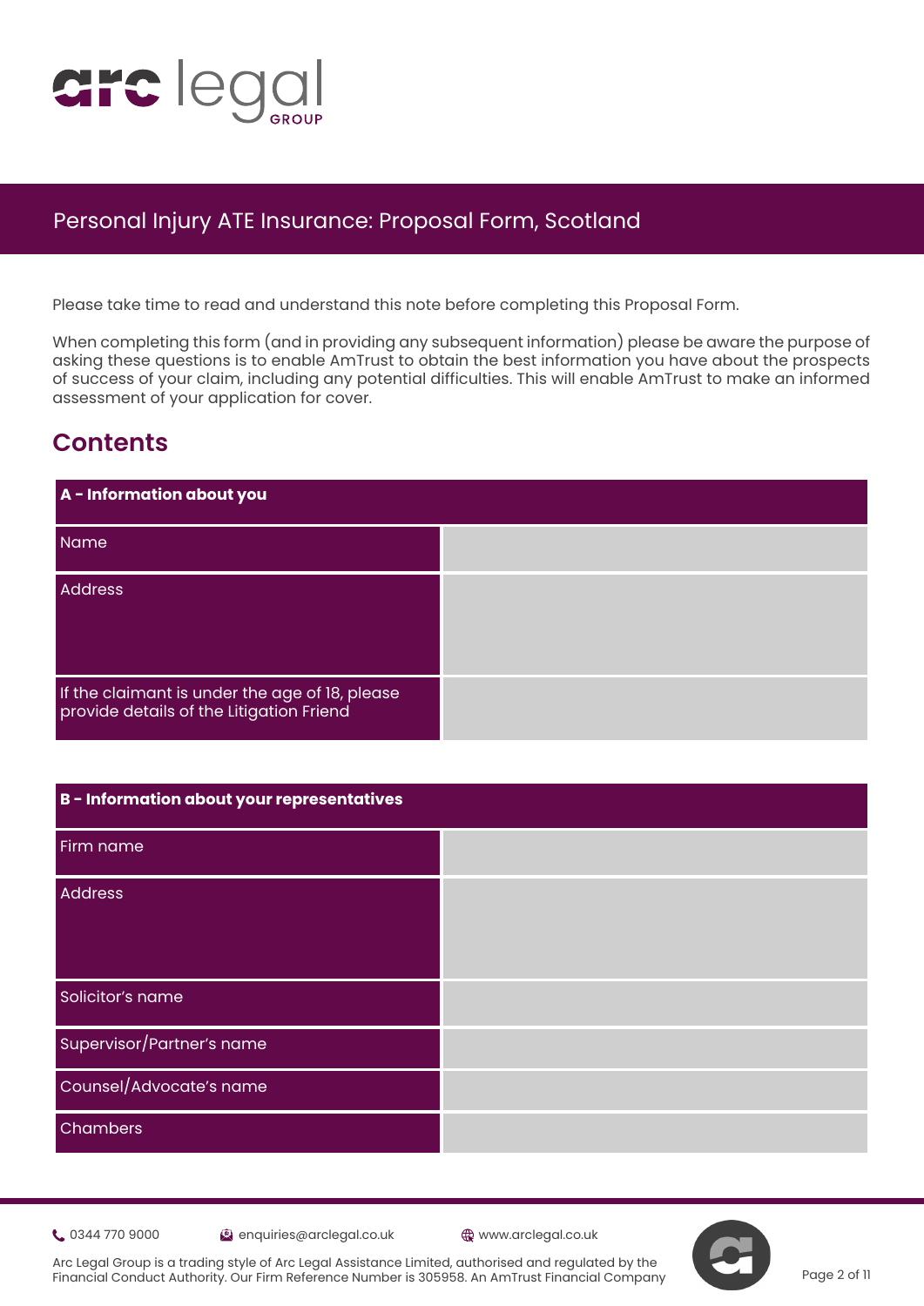# Personal Injury ATE Insurance: Proposal Form, Scotland

Please take time to read and understand this note before completing this Proposal Form.

When completing this form (and in providing any subsequent information) please be aware the purpose of asking these questions is to enable AmTrust to obtain the best information you have about the prospects of success of your claim, including any potential difficulties. This will enable AmTrust to make an informed assessment of your application for cover.

## Contents

| **A - Information about you** | |
|---|---|
| Name | |
| Address | |
| If the claimant is under the age of 18, please provide details of the Litigation Friend | |

| **B - Information about your representatives** | |
|---|---|
| Firm name | |
| Address | |
| Solicitor's name | |
| Supervisor/Partner's name | |
| Counsel/Advocate's name | |
| Chambers | |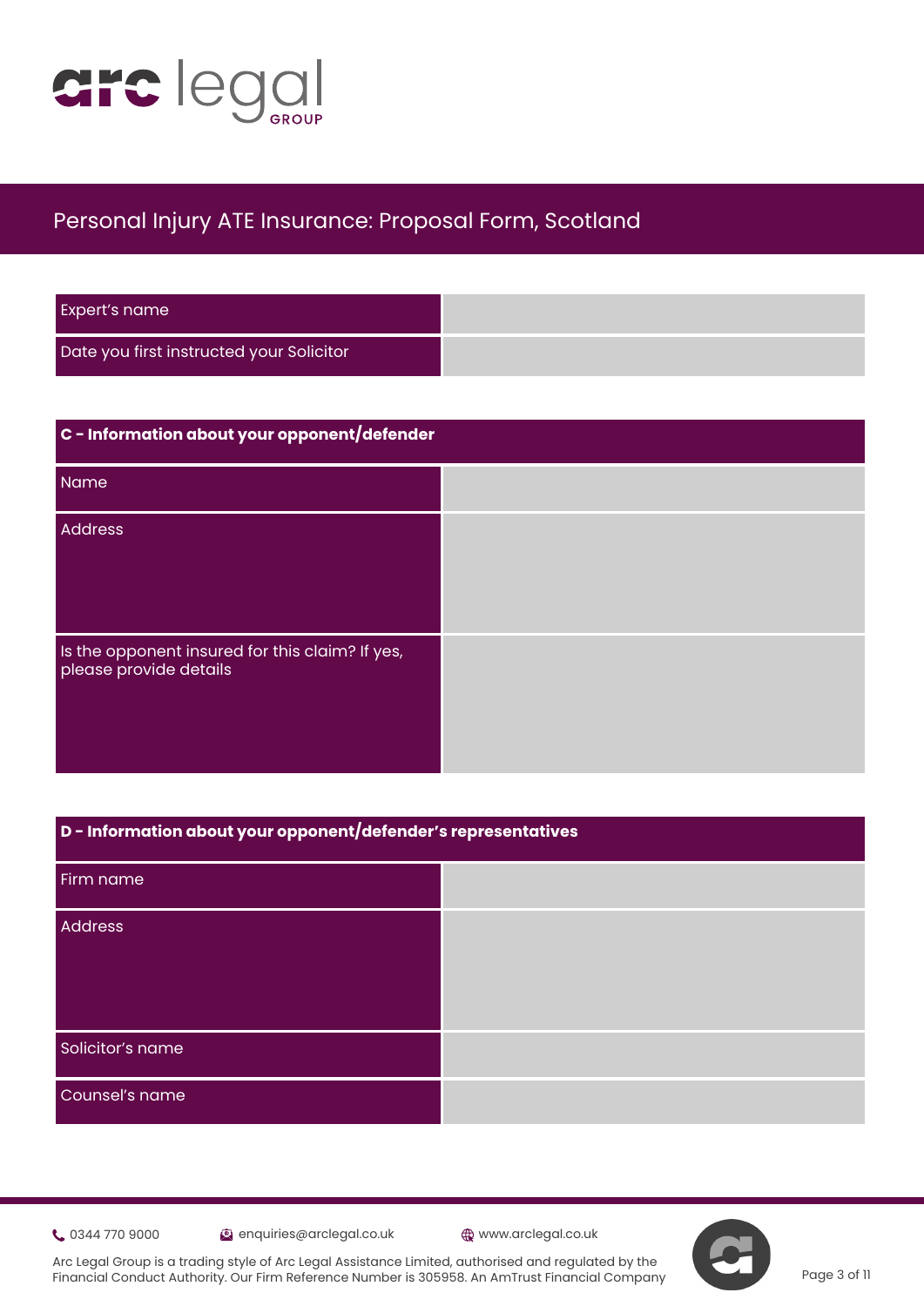# Personal Injury ATE Insurance: Proposal Form, Scotland

| | |
|---|---|
| Expert's name | |
| Date you first instructed your Solicitor | |

| C - Information about your opponent/defender | |
|---|---|
| Name | |
| Address | |
| Is the opponent insured for this claim? If yes, please provide details | |

| D - Information about your opponent/defender's representatives | |
|---|---|
| Firm name | |
| Address | |
| Solicitor's name | |
| Counsel's name | |

0344 770 9000 | enquiries@arclegal.co.uk | www.arclegal.co.uk

Arc Legal Group is a trading style of Arc Legal Assistance Limited, authorised and regulated by the Financial Conduct Authority. Our Firm Reference Number is 305958. An AmTrust Financial Company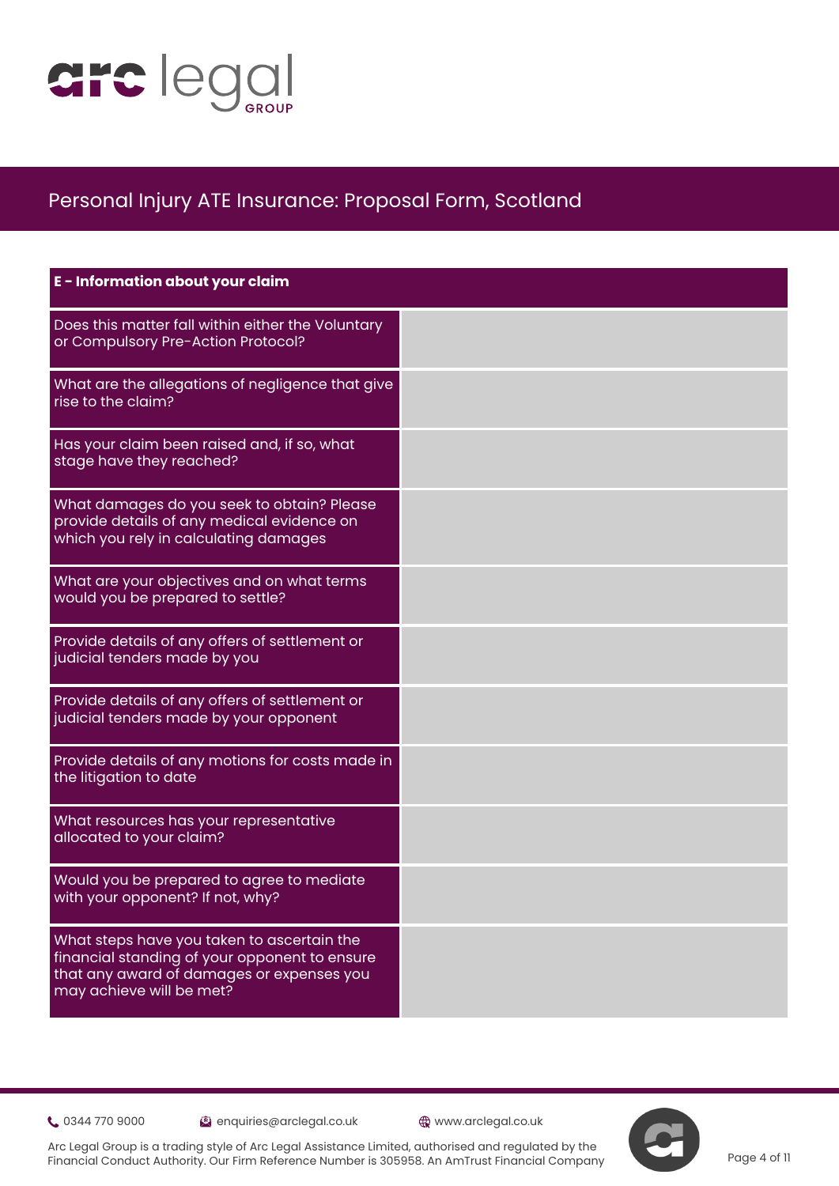# Personal Injury ATE Insurance: Proposal Form, Scotland

| E - Information about your claim | |
|---|---|
| Does this matter fall within either the Voluntary or Compulsory Pre-Action Protocol? | |
| What are the allegations of negligence that give rise to the claim? | |
| Has your claim been raised and, if so, what stage have they reached? | |
| What damages do you seek to obtain? Please provide details of any medical evidence on which you rely in calculating damages | |
| What are your objectives and on what terms would you be prepared to settle? | |
| Provide details of any offers of settlement or judicial tenders made by you | |
| Provide details of any offers of settlement or judicial tenders made by your opponent | |
| Provide details of any motions for costs made in the litigation to date | |
| What resources has your representative allocated to your claim? | |
| Would you be prepared to agree to mediate with your opponent? If not, why? | |
| What steps have you taken to ascertain the financial standing of your opponent to ensure that any award of damages or expenses you may achieve will be met? | |

0344 770 9000 | enquiries@arclegal.co.uk | www.arclegal.co.uk

Arc Legal Group is a trading style of Arc Legal Assistance Limited, authorised and regulated by the Financial Conduct Authority. Our Firm Reference Number is 305958. An AmTrust Financial Company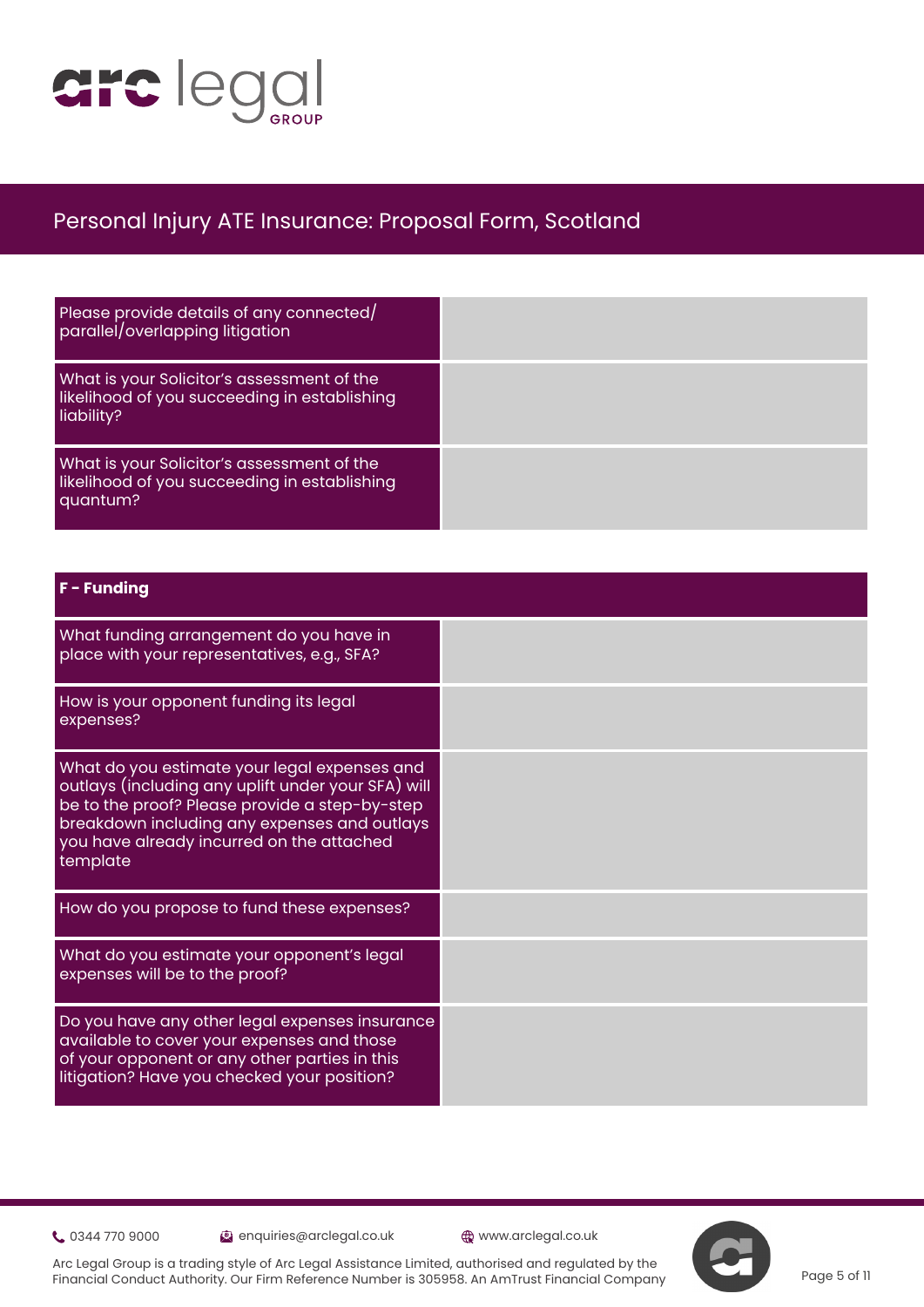| Question | Answer |
| --- | --- |
| Please provide details of any connected/parallel/overlapping litigation | |
| What is your Solicitor's assessment of the likelihood of you succeeding in establishing liability? | |
| What is your Solicitor's assessment of the likelihood of you succeeding in establishing quantum? | |

| **F - Funding** | |
| --- | --- |
| What funding arrangement do you have in place with your representatives, e.g., SFA? | |
| How is your opponent funding its legal expenses? | |
| What do you estimate your legal expenses and outlays (including any uplift under your SFA) will be to the proof? Please provide a step-by-step breakdown including any expenses and outlays you have already incurred on the attached template | |
| How do you propose to fund these expenses? | |
| What do you estimate your opponent's legal expenses will be to the proof? | |
| Do you have any other legal expenses insurance available to cover your expenses and those of your opponent or any other parties in this litigation? Have you checked your position? | |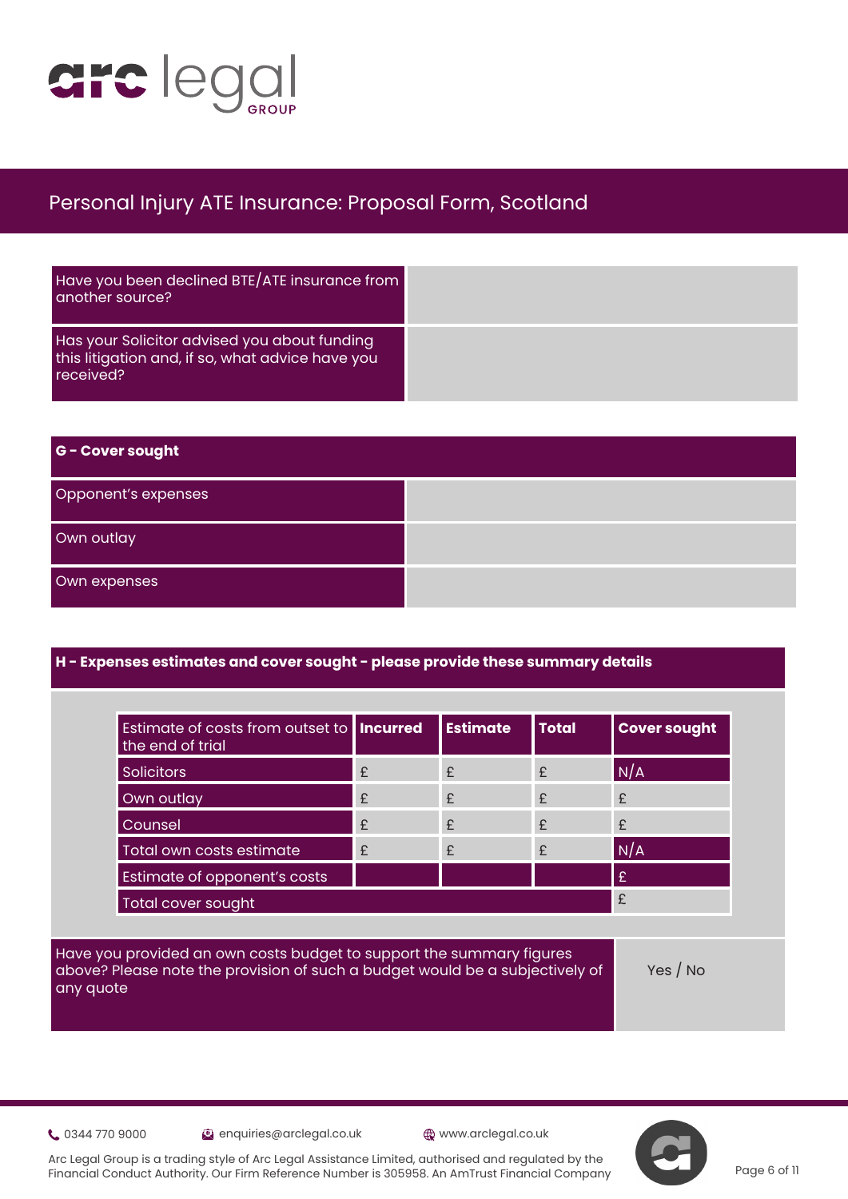# Personal Injury ATE Insurance: Proposal Form, Scotland

| | |
|---|---|
| Have you been declined BTE/ATE insurance from another source? | |
| Has your Solicitor advised you about funding this litigation and, if so, what advice have you received? | |

| G - Cover sought | |
|---|---|
| Opponent's expenses | |
| Own outlay | |
| Own expenses | |

**H - Expenses estimates and cover sought - please provide these summary details**

| Estimate of costs from outset to the end of trial | Incurred | Estimate | Total | Cover sought |
|---|---|---|---|---|
| Solicitors | £ | £ | £ | N/A |
| Own outlay | £ | £ | £ | £ |
| Counsel | £ | £ | £ | £ |
| Total own costs estimate | £ | £ | £ | N/A |
| Estimate of opponent's costs | | | | £ |
| Total cover sought | | | | £ |

| | |
|---|---|
| Have you provided an own costs budget to support the summary figures above? Please note the provision of such a budget would be a subjectively of any quote | Yes / No |

0344 770 9000 enquiries@arclegal.co.uk www.arclegal.co.uk

Arc Legal Group is a trading style of Arc Legal Assistance Limited, authorised and regulated by the Financial Conduct Authority. Our Firm Reference Number is 305958. An AmTrust Financial Company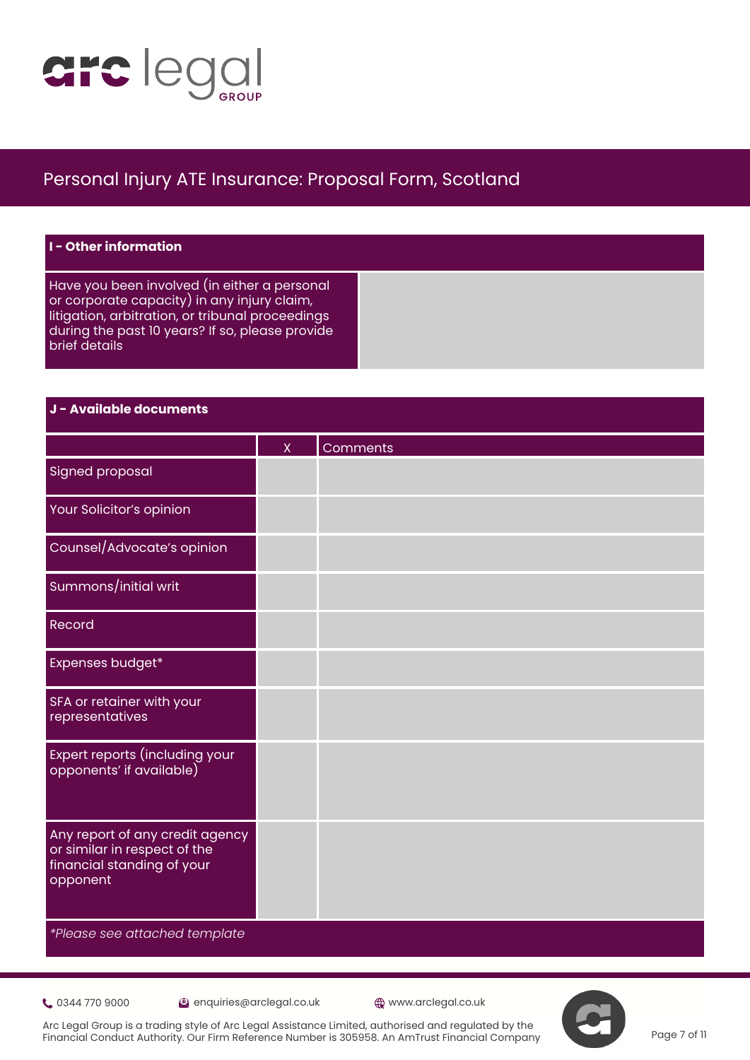# Personal Injury ATE Insurance: Proposal Form, Scotland

| **I - Other information** | |
|---|---|
| Have you been involved (in either a personal or corporate capacity) in any injury claim, litigation, arbitration, or tribunal proceedings during the past 10 years? If so, please provide brief details | |

| **J - Available documents** | | |
|---|---|---|
| | X | Comments |
| Signed proposal | | |
| Your Solicitor's opinion | | |
| Counsel/Advocate's opinion | | |
| Summons/initial writ | | |
| Record | | |
| Expenses budget* | | |
| SFA or retainer with your representatives | | |
| Expert reports (including your opponents' if available) | | |
| Any report of any credit agency or similar in respect of the financial standing of your opponent | | |

*\*Please see attached template*

0344 770 9000 | enquiries@arclegal.co.uk | www.arclegal.co.uk

Arc Legal Group is a trading style of Arc Legal Assistance Limited, authorised and regulated by the Financial Conduct Authority. Our Firm Reference Number is 305958. An AmTrust Financial Company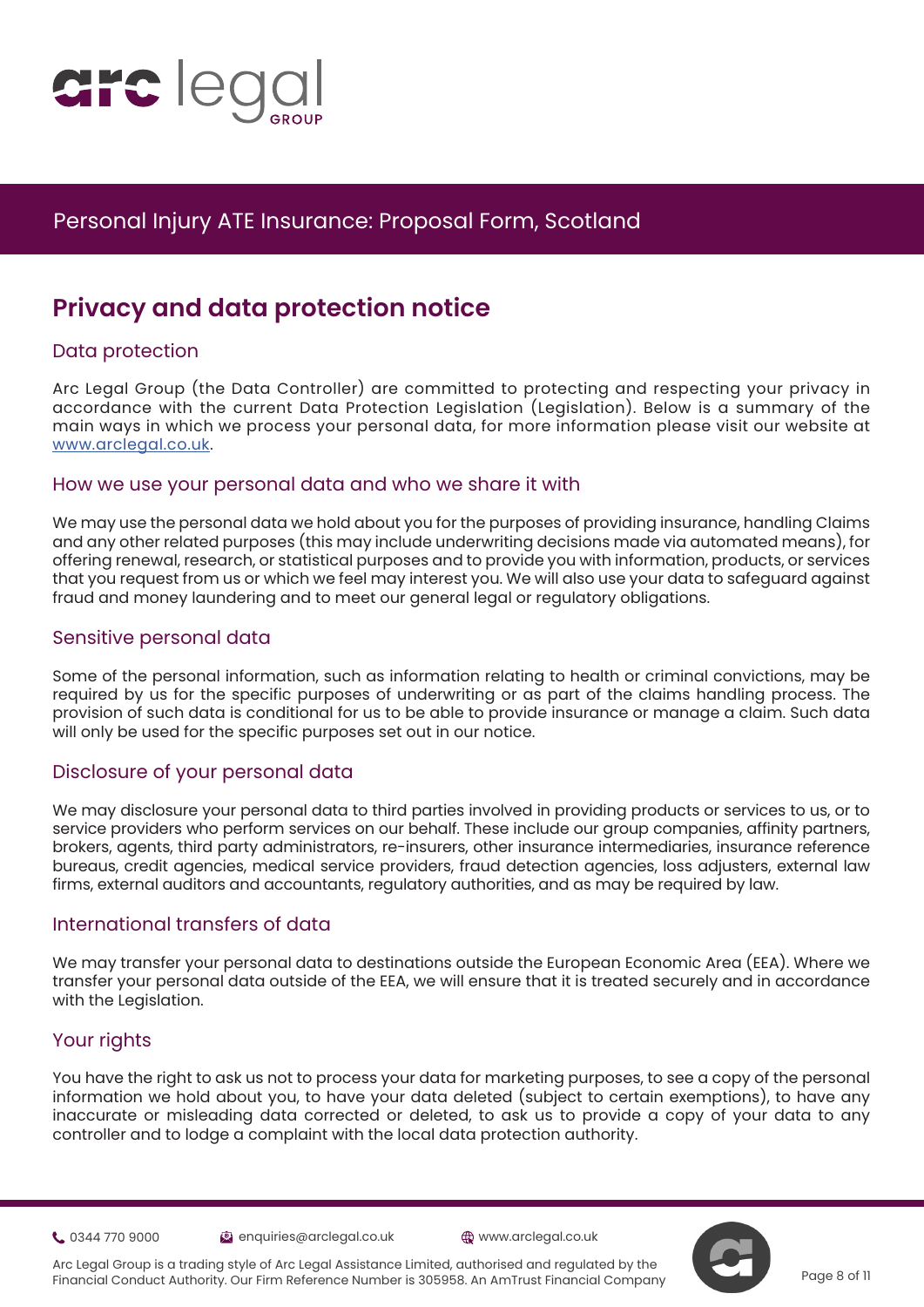# Personal Injury ATE Insurance: Proposal Form, Scotland

## Privacy and data protection notice

### Data protection

Arc Legal Group (the Data Controller) are committed to protecting and respecting your privacy in accordance with the current Data Protection Legislation (Legislation). Below is a summary of the main ways in which we process your personal data, for more information please visit our website at www.arclegal.co.uk.

### How we use your personal data and who we share it with

We may use the personal data we hold about you for the purposes of providing insurance, handling Claims and any other related purposes (this may include underwriting decisions made via automated means), for offering renewal, research, or statistical purposes and to provide you with information, products, or services that you request from us or which we feel may interest you. We will also use your data to safeguard against fraud and money laundering and to meet our general legal or regulatory obligations.

### Sensitive personal data

Some of the personal information, such as information relating to health or criminal convictions, may be required by us for the specific purposes of underwriting or as part of the claims handling process. The provision of such data is conditional for us to be able to provide insurance or manage a claim. Such data will only be used for the specific purposes set out in our notice.

### Disclosure of your personal data

We may disclosure your personal data to third parties involved in providing products or services to us, or to service providers who perform services on our behalf. These include our group companies, affinity partners, brokers, agents, third party administrators, re-insurers, other insurance intermediaries, insurance reference bureaus, credit agencies, medical service providers, fraud detection agencies, loss adjusters, external law firms, external auditors and accountants, regulatory authorities, and as may be required by law.

### International transfers of data

We may transfer your personal data to destinations outside the European Economic Area (EEA). Where we transfer your personal data outside of the EEA, we will ensure that it is treated securely and in accordance with the Legislation.

### Your rights

You have the right to ask us not to process your data for marketing purposes, to see a copy of the personal information we hold about you, to have your data deleted (subject to certain exemptions), to have any inaccurate or misleading data corrected or deleted, to ask us to provide a copy of your data to any controller and to lodge a complaint with the local data protection authority.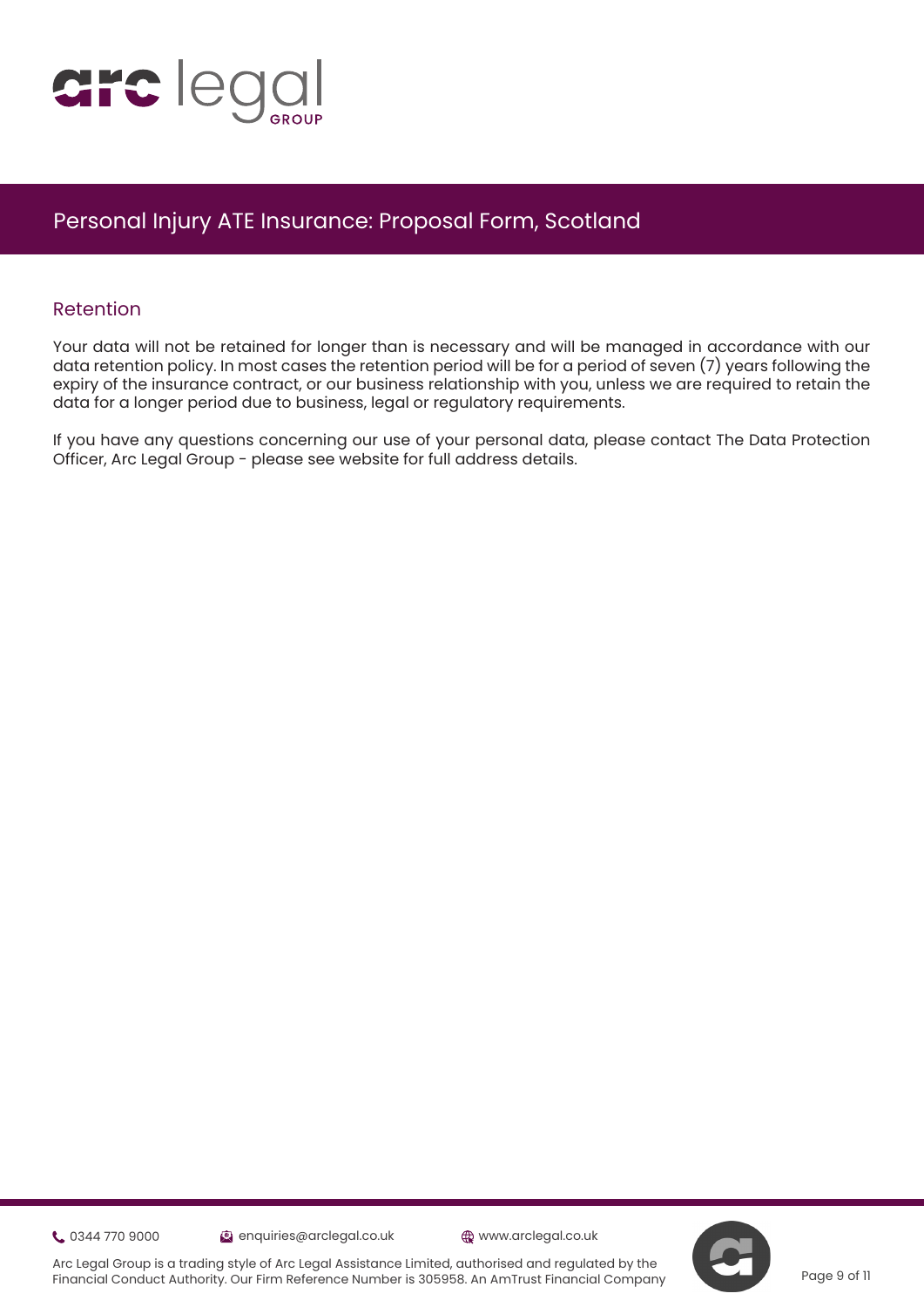## Retention

Your data will not be retained for longer than is necessary and will be managed in accordance with our data retention policy. In most cases the retention period will be for a period of seven (7) years following the expiry of the insurance contract, or our business relationship with you, unless we are required to retain the data for a longer period due to business, legal or regulatory requirements.

If you have any questions concerning our use of your personal data, please contact The Data Protection Officer, Arc Legal Group - please see website for full address details.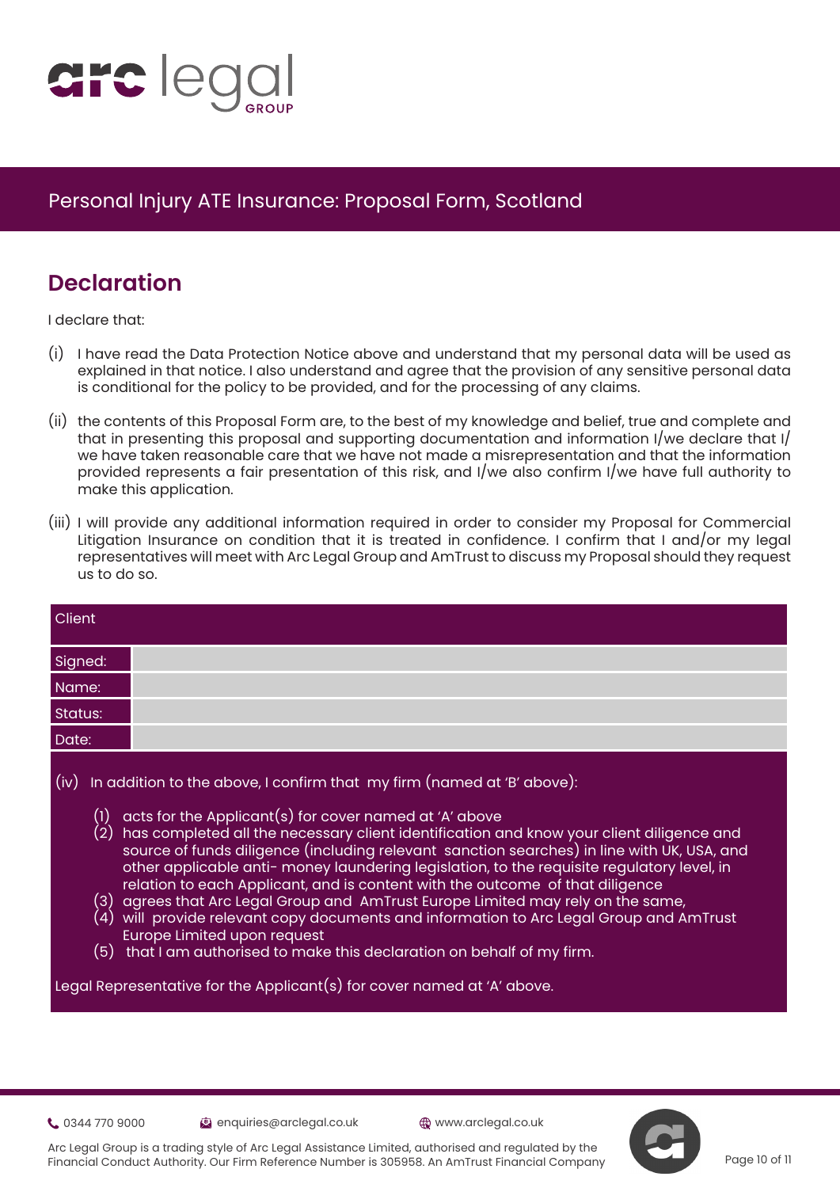## Declaration

I declare that:

(i) I have read the Data Protection Notice above and understand that my personal data will be used as explained in that notice. I also understand and agree that the provision of any sensitive personal data is conditional for the policy to be provided, and for the processing of any claims.

(ii) the contents of this Proposal Form are, to the best of my knowledge and belief, true and complete and that in presenting this proposal and supporting documentation and information I/we declare that I/we have taken reasonable care that we have not made a misrepresentation and that the information provided represents a fair presentation of this risk, and I/we also confirm I/we have full authority to make this application.

(iii) I will provide any additional information required in order to consider my Proposal for Commercial Litigation Insurance on condition that it is treated in confidence. I confirm that I and/or my legal representatives will meet with Arc Legal Group and AmTrust to discuss my Proposal should they request us to do so.

| Client | |
|---|---|
| Signed: | |
| Name: | |
| Status: | |
| Date: | |

(iv) In addition to the above, I confirm that my firm (named at 'B' above):

(1) acts for the Applicant(s) for cover named at 'A' above
(2) has completed all the necessary client identification and know your client diligence and source of funds diligence (including relevant sanction searches) in line with UK, USA, and other applicable anti- money laundering legislation, to the requisite regulatory level, in relation to each Applicant, and is content with the outcome of that diligence
(3) agrees that Arc Legal Group and AmTrust Europe Limited may rely on the same,
(4) will provide relevant copy documents and information to Arc Legal Group and AmTrust Europe Limited upon request
(5) that I am authorised to make this declaration on behalf of my firm.

Legal Representative for the Applicant(s) for cover named at 'A' above.

0344 770 9000 enquiries@arclegal.co.uk www.arclegal.co.uk

Arc Legal Group is a trading style of Arc Legal Assistance Limited, authorised and regulated by the Financial Conduct Authority. Our Firm Reference Number is 305958. An AmTrust Financial Company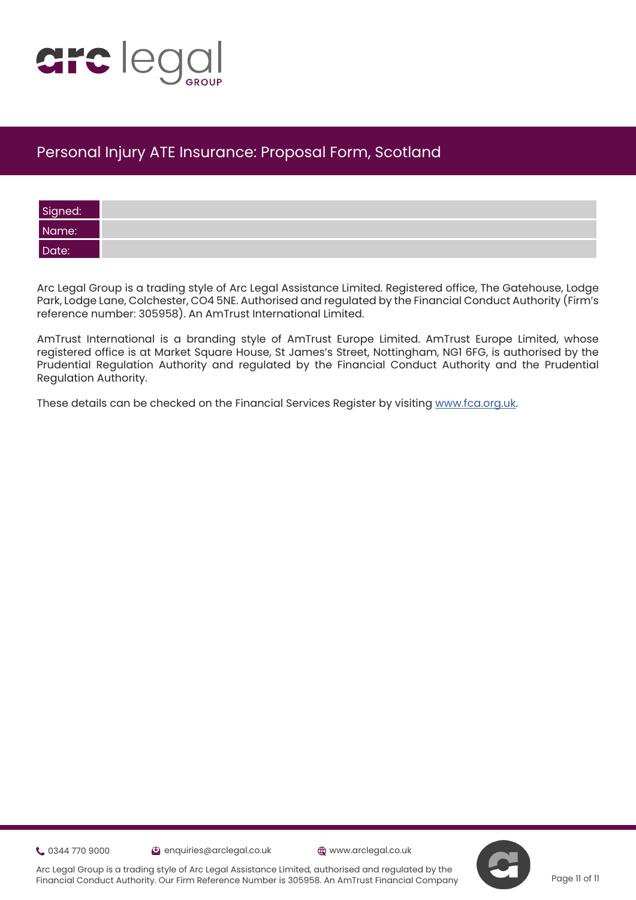# Personal Injury ATE Insurance: Proposal Form, Scotland

| | |
|---|---|
| Signed: | |
| Name: | |
| Date: | |

Arc Legal Group is a trading style of Arc Legal Assistance Limited. Registered office, The Gatehouse, Lodge Park, Lodge Lane, Colchester, CO4 5NE. Authorised and regulated by the Financial Conduct Authority (Firm's reference number: 305958). An AmTrust International Limited.

AmTrust International is a branding style of AmTrust Europe Limited. AmTrust Europe Limited, whose registered office is at Market Square House, St James's Street, Nottingham, NG1 6FG, is authorised by the Prudential Regulation Authority and regulated by the Financial Conduct Authority and the Prudential Regulation Authority.

These details can be checked on the Financial Services Register by visiting www.fca.org.uk.